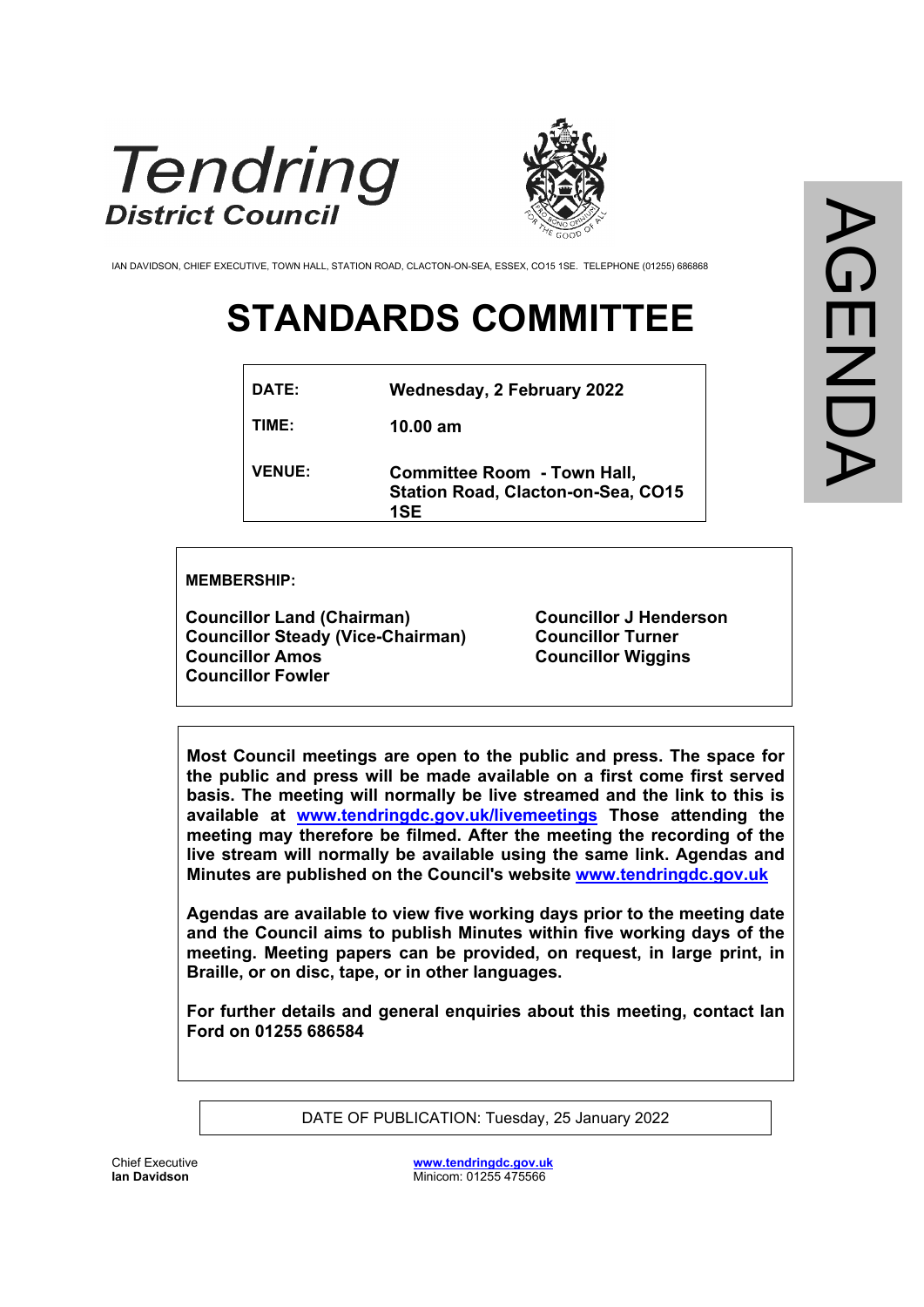Tendring
District Council

PRO BONO OMNIUM
FOR THE GOOD OF ALL

IAN DAVIDSON, CHIEF EXECUTIVE, TOWN HALL, STATION ROAD, CLACTON-ON-SEA, ESSEX, CO15 1SE. TELEPHONE (01255) 686868

AGENDA

# STANDARDS COMMITTEE

| | |
|---|---|
| **DATE:** | **Wednesday, 2 February 2022** |
| **TIME:** | **10.00 am** |
| **VENUE:** | **Committee Room - Town Hall, Station Road, Clacton-on-Sea, CO15 1SE** |

**MEMBERSHIP:**

**Councillor Land (Chairman)**
**Councillor Steady (Vice-Chairman)**
**Councillor Amos**
**Councillor Fowler**
**Councillor J Henderson**
**Councillor Turner**
**Councillor Wiggins**

**Most Council meetings are open to the public and press. The space for the public and press will be made available on a first come first served basis. The meeting will normally be live streamed and the link to this is available at www.tendringdc.gov.uk/livemeetings Those attending the meeting may therefore be filmed. After the meeting the recording of the live stream will normally be available using the same link. Agendas and Minutes are published on the Council's website www.tendringdc.gov.uk**

**Agendas are available to view five working days prior to the meeting date and the Council aims to publish Minutes within five working days of the meeting. Meeting papers can be provided, on request, in large print, in Braille, or on disc, tape, or in other languages.**

**For further details and general enquiries about this meeting, contact Ian Ford on 01255 686584**

DATE OF PUBLICATION: Tuesday, 25 January 2022

Chief Executive
**Ian Davidson**

www.tendringdc.gov.uk
Minicom: 01255 475566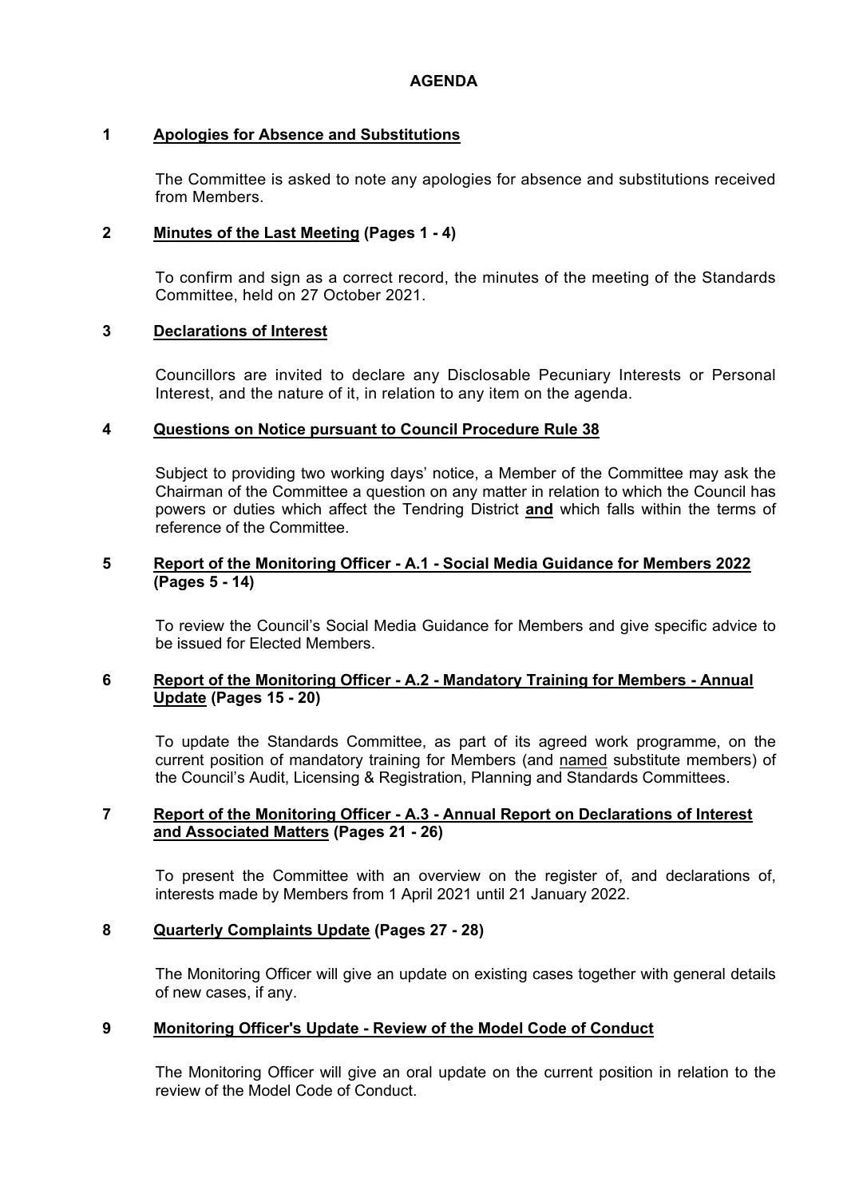# AGENDA

**1 Apologies for Absence and Substitutions**

The Committee is asked to note any apologies for absence and substitutions received from Members.

**2 Minutes of the Last Meeting (Pages 1 - 4)**

To confirm and sign as a correct record, the minutes of the meeting of the Standards Committee, held on 27 October 2021.

**3 Declarations of Interest**

Councillors are invited to declare any Disclosable Pecuniary Interests or Personal Interest, and the nature of it, in relation to any item on the agenda.

**4 Questions on Notice pursuant to Council Procedure Rule 38**

Subject to providing two working days' notice, a Member of the Committee may ask the Chairman of the Committee a question on any matter in relation to which the Council has powers or duties which affect the Tendring District **and** which falls within the terms of reference of the Committee.

**5 Report of the Monitoring Officer - A.1 - Social Media Guidance for Members 2022 (Pages 5 - 14)**

To review the Council's Social Media Guidance for Members and give specific advice to be issued for Elected Members.

**6 Report of the Monitoring Officer - A.2 - Mandatory Training for Members - Annual Update (Pages 15 - 20)**

To update the Standards Committee, as part of its agreed work programme, on the current position of mandatory training for Members (and named substitute members) of the Council's Audit, Licensing & Registration, Planning and Standards Committees.

**7 Report of the Monitoring Officer - A.3 - Annual Report on Declarations of Interest and Associated Matters (Pages 21 - 26)**

To present the Committee with an overview on the register of, and declarations of, interests made by Members from 1 April 2021 until 21 January 2022.

**8 Quarterly Complaints Update (Pages 27 - 28)**

The Monitoring Officer will give an update on existing cases together with general details of new cases, if any.

**9 Monitoring Officer's Update - Review of the Model Code of Conduct**

The Monitoring Officer will give an oral update on the current position in relation to the review of the Model Code of Conduct.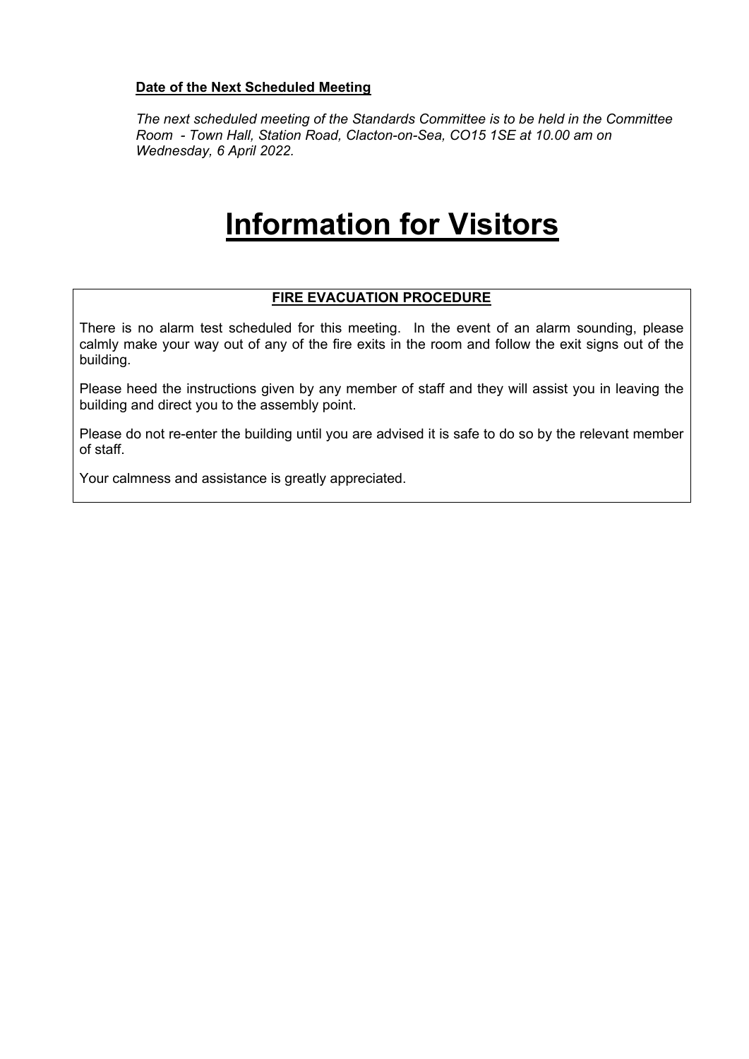**Date of the Next Scheduled Meeting**

*The next scheduled meeting of the Standards Committee is to be held in the Committee Room - Town Hall, Station Road, Clacton-on-Sea, CO15 1SE at 10.00 am on Wednesday, 6 April 2022.*

# Information for Visitors

**FIRE EVACUATION PROCEDURE**

There is no alarm test scheduled for this meeting. In the event of an alarm sounding, please calmly make your way out of any of the fire exits in the room and follow the exit signs out of the building.

Please heed the instructions given by any member of staff and they will assist you in leaving the building and direct you to the assembly point.

Please do not re-enter the building until you are advised it is safe to do so by the relevant member of staff.

Your calmness and assistance is greatly appreciated.